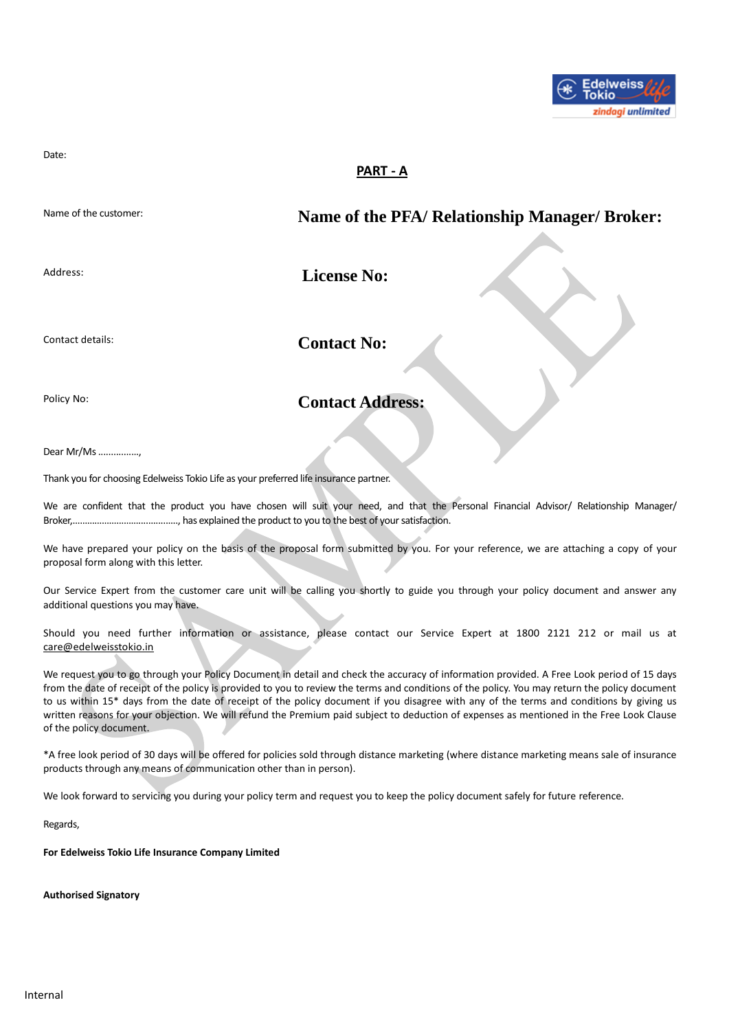Date:

## PART - A

Name of the customer:

**Name of the PFA/ Relationship Manager/ Broker:**

Address:

**License No:**

Contact details:

**Contact No:**

Policy No:

**Contact Address:**

Dear Mr/Ms ................,

Thank you for choosing Edelweiss Tokio Life as your preferred life insurance partner.

We are confident that the product you have chosen will suit your need, and that the Personal Financial Advisor/ Relationship Manager/ Broker,..........................................., has explained the product to you to the best of your satisfaction.

We have prepared your policy on the basis of the proposal form submitted by you. For your reference, we are attaching a copy of your proposal form along with this letter.

Our Service Expert from the customer care unit will be calling you shortly to guide you through your policy document and answer any additional questions you may have.

Should you need further information or assistance, please contact our Service Expert at 1800 2121 212 or mail us at care@edelweisstokio.in

We request you to go through your Policy Document in detail and check the accuracy of information provided. A Free Look period of 15 days from the date of receipt of the policy is provided to you to review the terms and conditions of the policy. You may return the policy document to us within 15* days from the date of receipt of the policy document if you disagree with any of the terms and conditions by giving us written reasons for your objection. We will refund the Premium paid subject to deduction of expenses as mentioned in the Free Look Clause of the policy document.

*A free look period of 30 days will be offered for policies sold through distance marketing (where distance marketing means sale of insurance products through any means of communication other than in person).

We look forward to servicing you during your policy term and request you to keep the policy document safely for future reference.

Regards,

**For Edelweiss Tokio Life Insurance Company Limited**

**Authorised Signatory**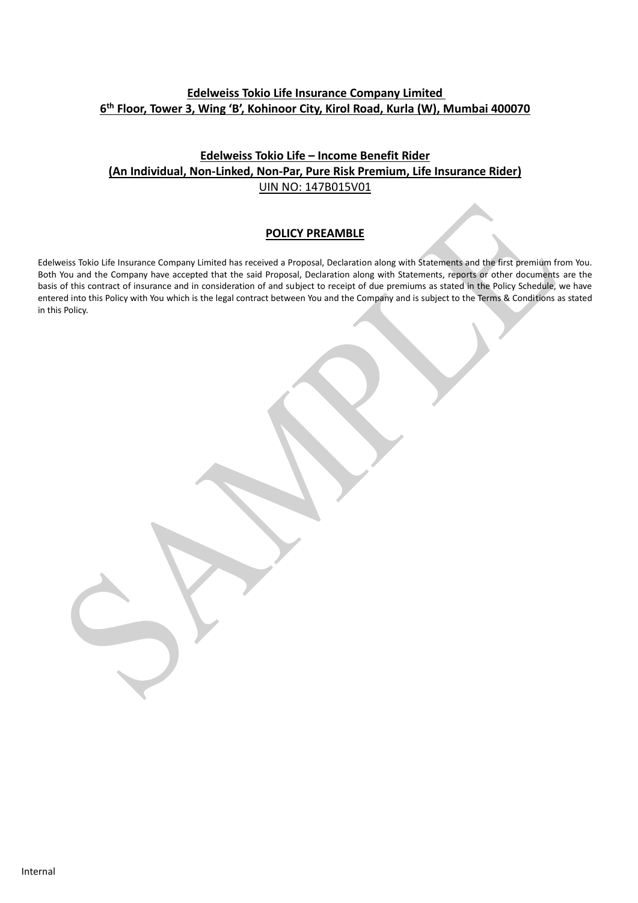**Edelweiss Tokio Life Insurance Company Limited**
**6th Floor, Tower 3, Wing 'B', Kohinoor City, Kirol Road, Kurla (W), Mumbai 400070**

**Edelweiss Tokio Life – Income Benefit Rider**
**(An Individual, Non-Linked, Non-Par, Pure Risk Premium, Life Insurance Rider)**
UIN NO: 147B015V01

## POLICY PREAMBLE

Edelweiss Tokio Life Insurance Company Limited has received a Proposal, Declaration along with Statements and the first premium from You. Both You and the Company have accepted that the said Proposal, Declaration along with Statements, reports or other documents are the basis of this contract of insurance and in consideration of and subject to receipt of due premiums as stated in the Policy Schedule, we have entered into this Policy with You which is the legal contract between You and the Company and is subject to the Terms & Conditions as stated in this Policy.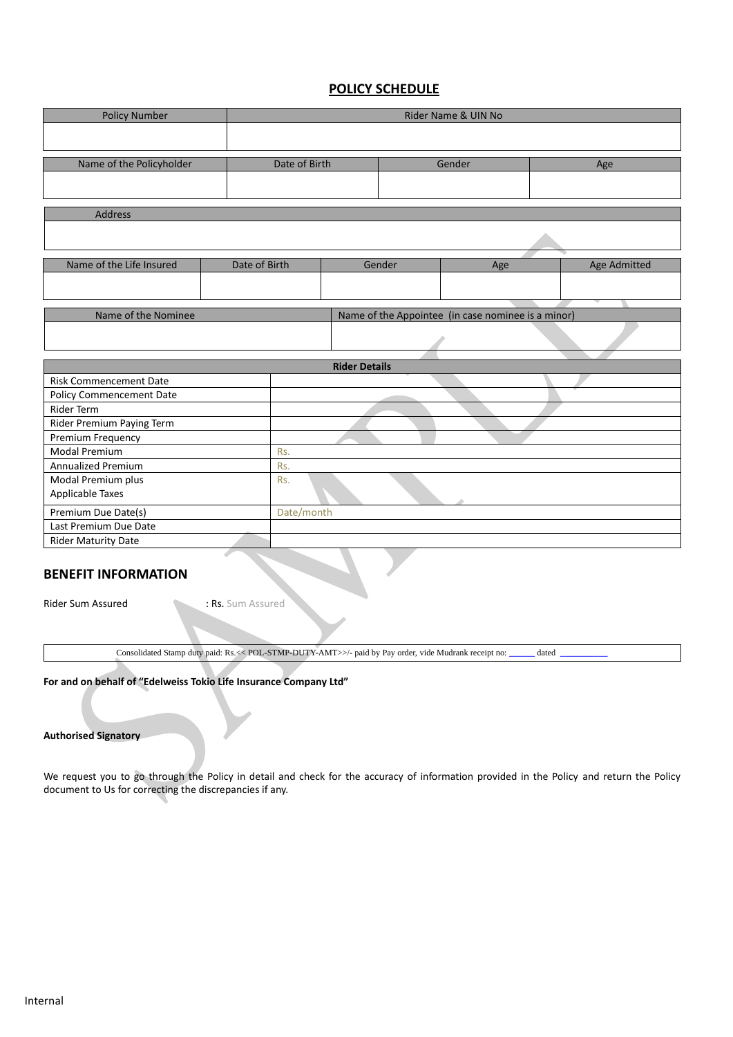## POLICY SCHEDULE

| Policy Number | Rider Name & UIN No |
|---|---|
| | |

| Name of the Policyholder | Date of Birth | Gender | Age |
|---|---|---|---|
| | | | |

| Address |
|---|
| |

| Name of the Life Insured | Date of Birth | Gender | Age | Age Admitted |
|---|---|---|---|---|
| | | | | |

| Name of the Nominee | Name of the Appointee (in case nominee is a minor) |
|---|---|
| | |

| Rider Details | |
|---|---|
| Risk Commencement Date | |
| Policy Commencement Date | |
| Rider Term | |
| Rider Premium Paying Term | |
| Premium Frequency | |
| Modal Premium | Rs. |
| Annualized Premium | Rs. |
| Modal Premium plus Applicable Taxes | Rs. |
| Premium Due Date(s) | Date/month |
| Last Premium Due Date | |
| Rider Maturity Date | |

## BENEFIT INFORMATION

Rider Sum Assured : Rs. Sum Assured

| Consolidated Stamp duty paid: Rs.<< POL-STMP-DUTY-AMT>>/- paid by Pay order, vide Mudrank receipt no: ______ dated __________ |
|---|

**For and on behalf of "Edelweiss Tokio Life Insurance Company Ltd"**

**Authorised Signatory**

We request you to go through the Policy in detail and check for the accuracy of information provided in the Policy and return the Policy document to Us for correcting the discrepancies if any.

Internal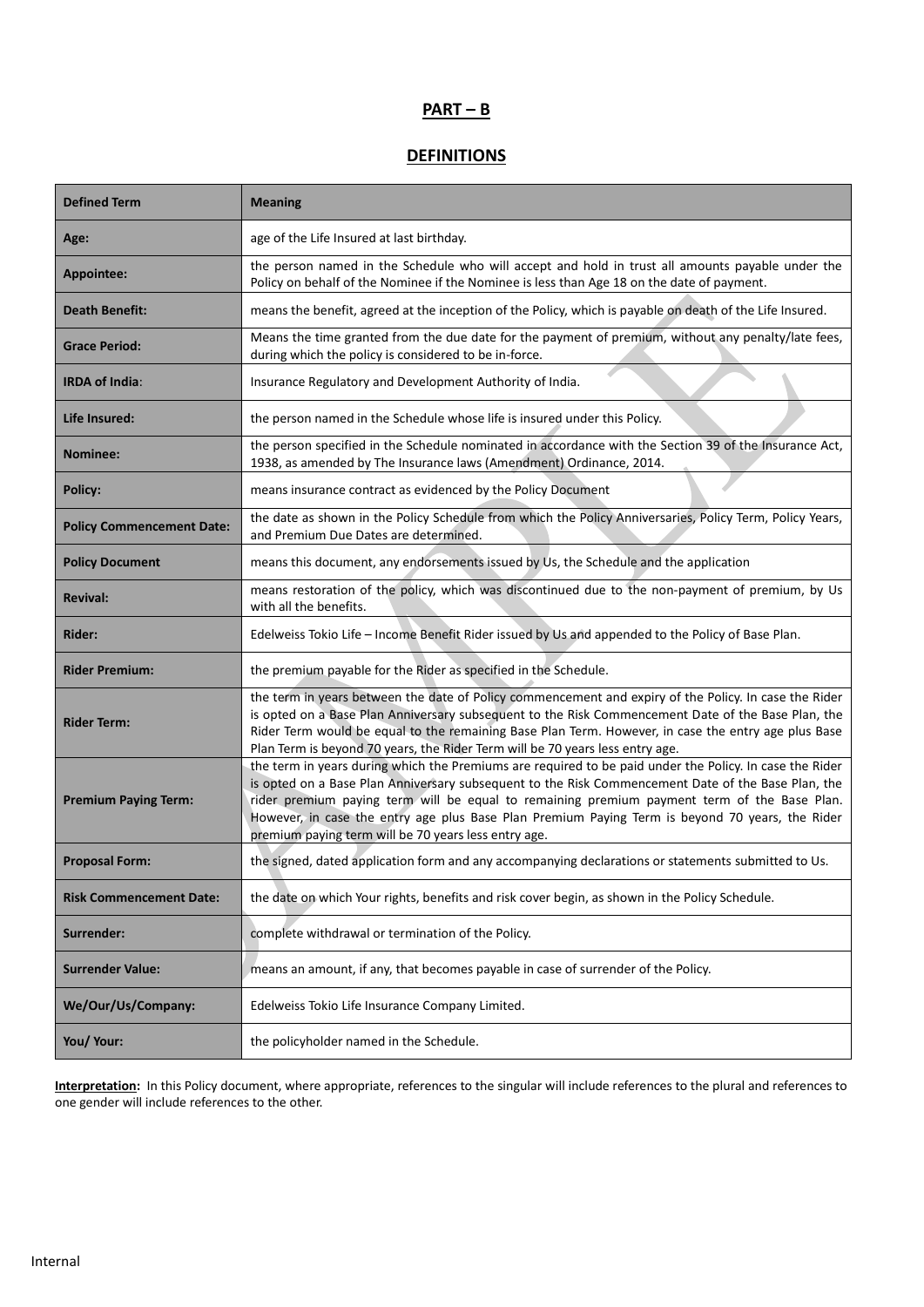## PART – B

## DEFINITIONS

| Defined Term | Meaning |
|---|---|
| **Age:** | age of the Life Insured at last birthday. |
| **Appointee:** | the person named in the Schedule who will accept and hold in trust all amounts payable under the Policy on behalf of the Nominee if the Nominee is less than Age 18 on the date of payment. |
| **Death Benefit:** | means the benefit, agreed at the inception of the Policy, which is payable on death of the Life Insured. |
| **Grace Period:** | Means the time granted from the due date for the payment of premium, without any penalty/late fees, during which the policy is considered to be in-force. |
| **IRDA of India**: | Insurance Regulatory and Development Authority of India. |
| **Life Insured:** | the person named in the Schedule whose life is insured under this Policy. |
| **Nominee:** | the person specified in the Schedule nominated in accordance with the Section 39 of the Insurance Act, 1938, as amended by The Insurance laws (Amendment) Ordinance, 2014. |
| **Policy:** | means insurance contract as evidenced by the Policy Document |
| **Policy Commencement Date:** | the date as shown in the Policy Schedule from which the Policy Anniversaries, Policy Term, Policy Years, and Premium Due Dates are determined. |
| **Policy Document** | means this document, any endorsements issued by Us, the Schedule and the application |
| **Revival:** | means restoration of the policy, which was discontinued due to the non-payment of premium, by Us with all the benefits. |
| **Rider:** | Edelweiss Tokio Life – Income Benefit Rider issued by Us and appended to the Policy of Base Plan. |
| **Rider Premium:** | the premium payable for the Rider as specified in the Schedule. |
| **Rider Term:** | the term in years between the date of Policy commencement and expiry of the Policy. In case the Rider is opted on a Base Plan Anniversary subsequent to the Risk Commencement Date of the Base Plan, the Rider Term would be equal to the remaining Base Plan Term. However, in case the entry age plus Base Plan Term is beyond 70 years, the Rider Term will be 70 years less entry age. |
| **Premium Paying Term:** | the term in years during which the Premiums are required to be paid under the Policy. In case the Rider is opted on a Base Plan Anniversary subsequent to the Risk Commencement Date of the Base Plan, the rider premium paying term will be equal to remaining premium payment term of the Base Plan. However, in case the entry age plus Base Plan Premium Paying Term is beyond 70 years, the Rider premium paying term will be 70 years less entry age. |
| **Proposal Form:** | the signed, dated application form and any accompanying declarations or statements submitted to Us. |
| **Risk Commencement Date:** | the date on which Your rights, benefits and risk cover begin, as shown in the Policy Schedule. |
| **Surrender:** | complete withdrawal or termination of the Policy. |
| **Surrender Value:** | means an amount, if any, that becomes payable in case of surrender of the Policy. |
| **We/Our/Us/Company:** | Edelweiss Tokio Life Insurance Company Limited. |
| **You/ Your:** | the policyholder named in the Schedule. |

**Interpretation:** In this Policy document, where appropriate, references to the singular will include references to the plural and references to one gender will include references to the other.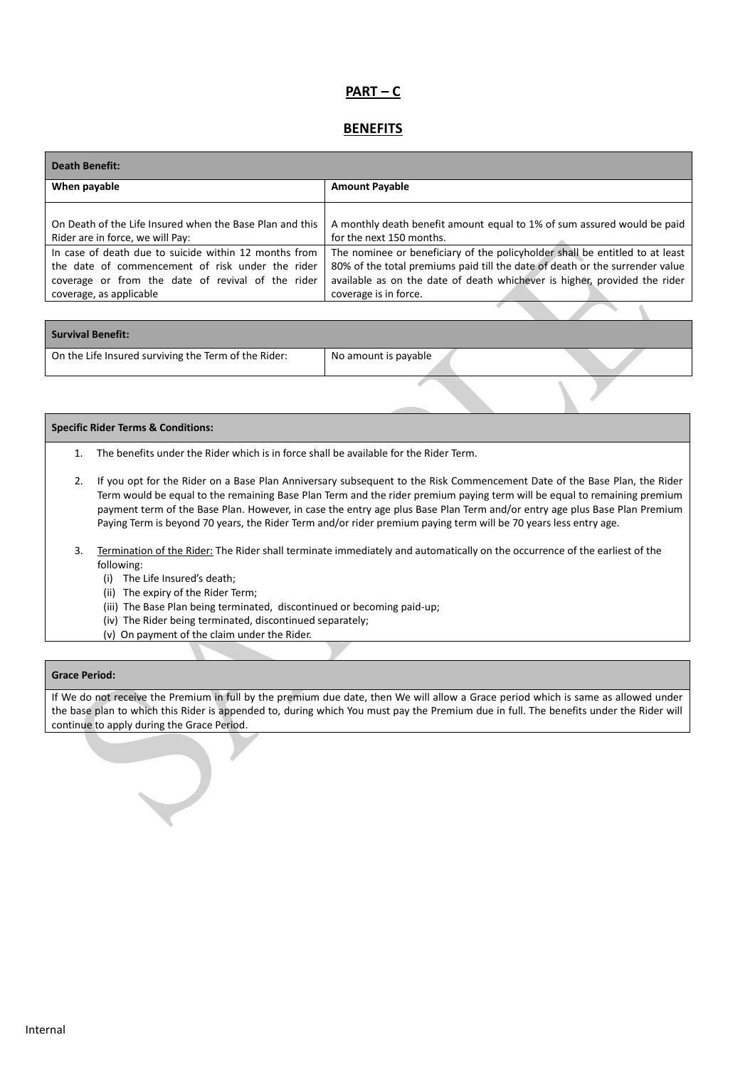## PART – C

## BENEFITS

| Death Benefit: | |
|---|---|
| **When payable** | **Amount Payable** |
| On Death of the Life Insured when the Base Plan and this Rider are in force, we will Pay: | A monthly death benefit amount equal to 1% of sum assured would be paid for the next 150 months. |
| In case of death due to suicide within 12 months from the date of commencement of risk under the rider coverage or from the date of revival of the rider coverage, as applicable | The nominee or beneficiary of the policyholder shall be entitled to at least 80% of the total premiums paid till the date of death or the surrender value available as on the date of death whichever is higher, provided the rider coverage is in force. |

| Survival Benefit: | |
|---|---|
| On the Life Insured surviving the Term of the Rider: | No amount is payable |

**Specific Rider Terms & Conditions:**

1. The benefits under the Rider which is in force shall be available for the Rider Term.
2. If you opt for the Rider on a Base Plan Anniversary subsequent to the Risk Commencement Date of the Base Plan, the Rider Term would be equal to the remaining Base Plan Term and the rider premium paying term will be equal to remaining premium payment term of the Base Plan. However, in case the entry age plus Base Plan Term and/or entry age plus Base Plan Premium Paying Term is beyond 70 years, the Rider Term and/or rider premium paying term will be 70 years less entry age.
3. Termination of the Rider: The Rider shall terminate immediately and automatically on the occurrence of the earliest of the following:
   (i) The Life Insured's death;
   (ii) The expiry of the Rider Term;
   (iii) The Base Plan being terminated, discontinued or becoming paid-up;
   (iv) The Rider being terminated, discontinued separately;
   (v) On payment of the claim under the Rider.

**Grace Period:**

If We do not receive the Premium in full by the premium due date, then We will allow a Grace period which is same as allowed under the base plan to which this Rider is appended to, during which You must pay the Premium due in full. The benefits under the Rider will continue to apply during the Grace Period.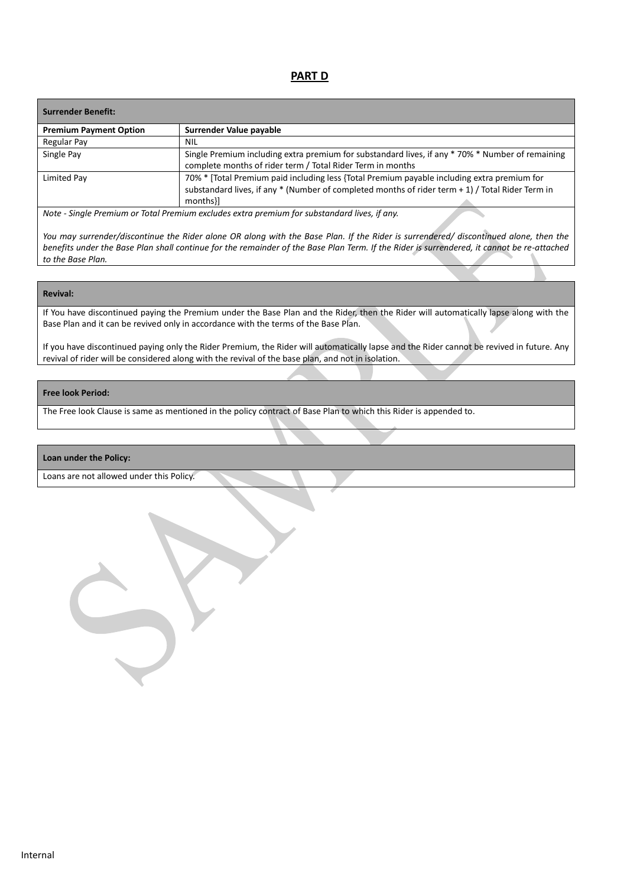## PART D

| Surrender Benefit: | |
|---|---|
| **Premium Payment Option** | **Surrender Value payable** |
| Regular Pay | NIL |
| Single Pay | Single Premium including extra premium for substandard lives, if any * 70% * Number of remaining complete months of rider term / Total Rider Term in months |
| Limited Pay | 70% * [Total Premium paid including less {Total Premium payable including extra premium for substandard lives, if any * (Number of completed months of rider term + 1) / Total Rider Term in months}] |

*Note - Single Premium or Total Premium excludes extra premium for substandard lives, if any.*

*You may surrender/discontinue the Rider alone OR along with the Base Plan. If the Rider is surrendered/ discontinued alone, then the benefits under the Base Plan shall continue for the remainder of the Base Plan Term. If the Rider is surrendered, it cannot be re-attached to the Base Plan.*

**Revival:**

If You have discontinued paying the Premium under the Base Plan and the Rider, then the Rider will automatically lapse along with the Base Plan and it can be revived only in accordance with the terms of the Base Plan.

If you have discontinued paying only the Rider Premium, the Rider will automatically lapse and the Rider cannot be revived in future. Any revival of rider will be considered along with the revival of the base plan, and not in isolation.

**Free look Period:**

The Free look Clause is same as mentioned in the policy contract of Base Plan to which this Rider is appended to.

**Loan under the Policy:**

Loans are not allowed under this Policy.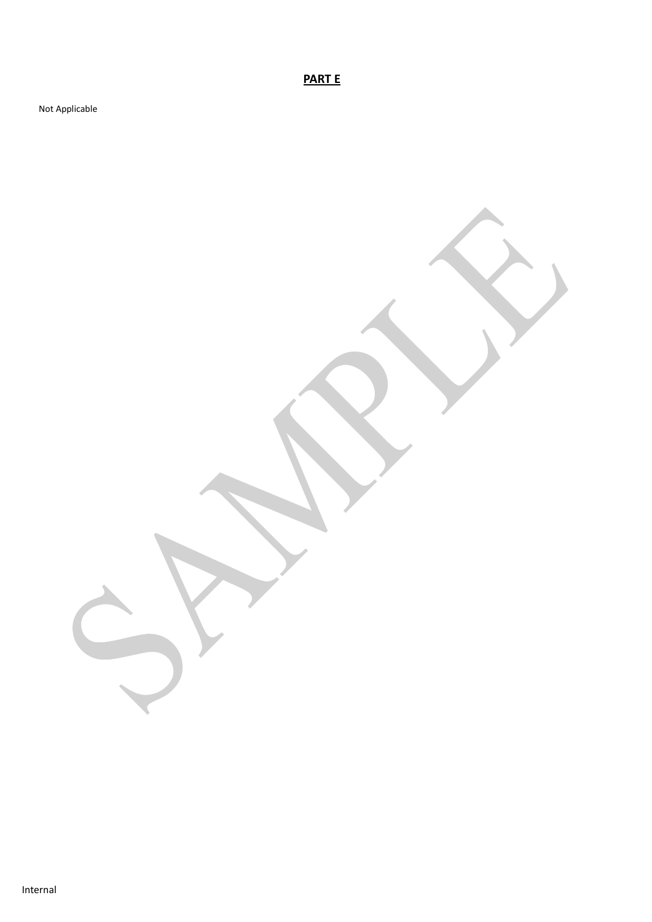**PART E**

Not Applicable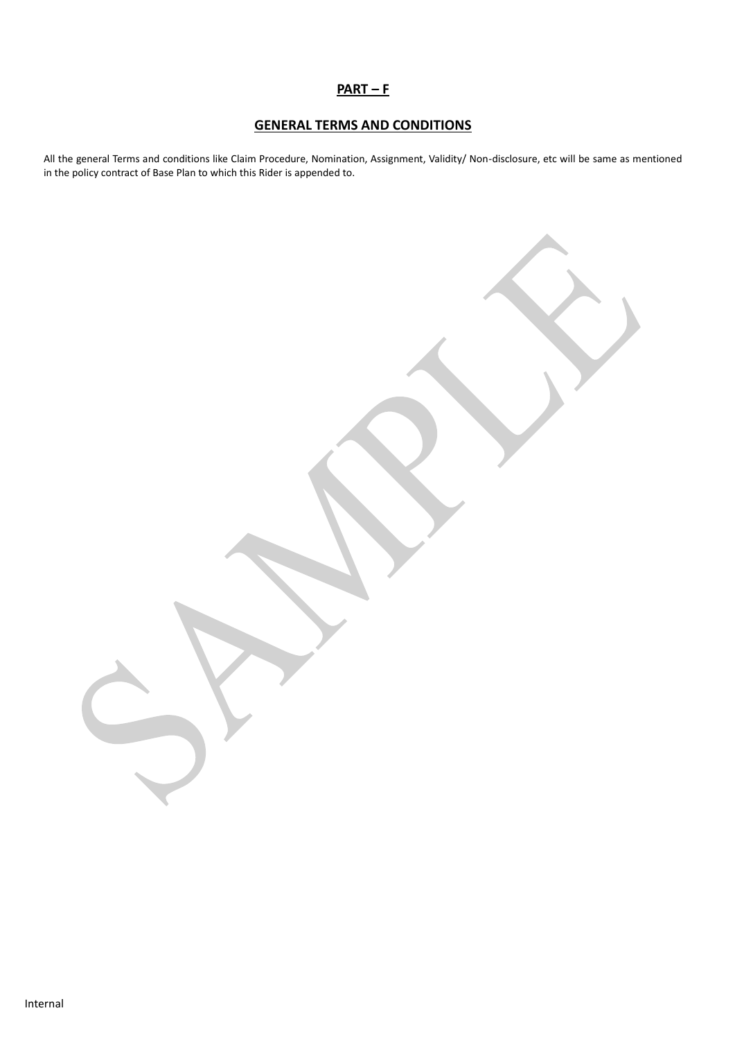## PART – F

## GENERAL TERMS AND CONDITIONS

All the general Terms and conditions like Claim Procedure, Nomination, Assignment, Validity/ Non-disclosure, etc will be same as mentioned in the policy contract of Base Plan to which this Rider is appended to.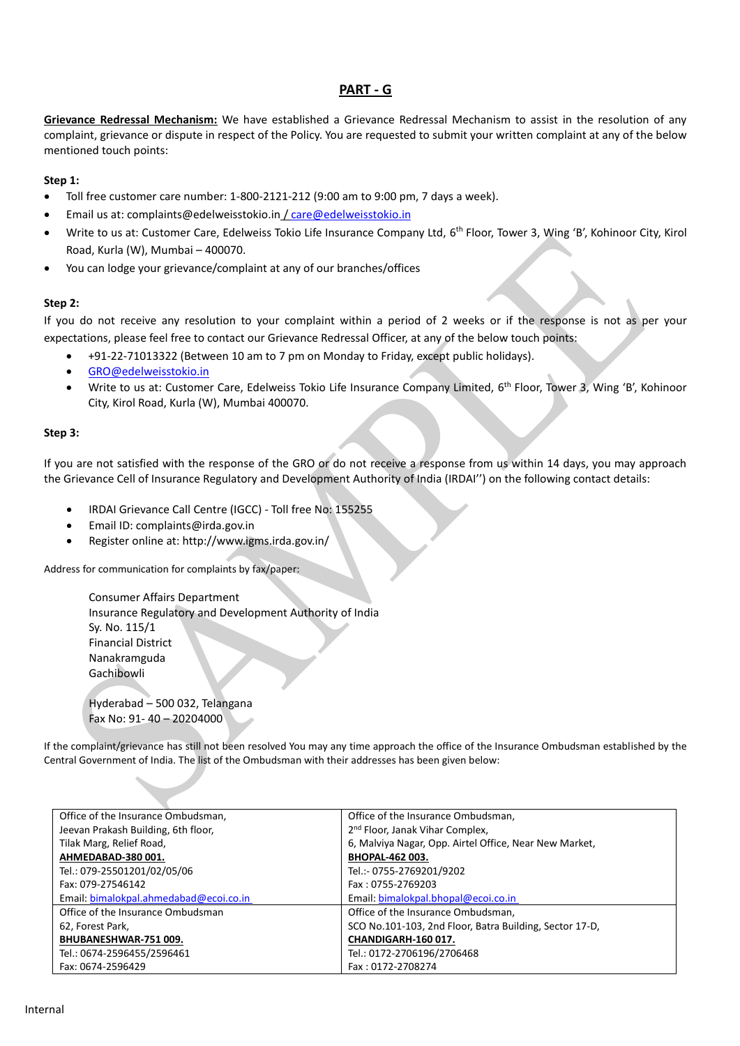## PART - G

**Grievance Redressal Mechanism:** We have established a Grievance Redressal Mechanism to assist in the resolution of any complaint, grievance or dispute in respect of the Policy. You are requested to submit your written complaint at any of the below mentioned touch points:

**Step 1:**

- Toll free customer care number: 1-800-2121-212 (9:00 am to 9:00 pm, 7 days a week).
- Email us at: complaints@edelweisstokio.in / care@edelweisstokio.in
- Write to us at: Customer Care, Edelweiss Tokio Life Insurance Company Ltd, 6th Floor, Tower 3, Wing 'B', Kohinoor City, Kirol Road, Kurla (W), Mumbai – 400070.
- You can lodge your grievance/complaint at any of our branches/offices

**Step 2:**

If you do not receive any resolution to your complaint within a period of 2 weeks or if the response is not as per your expectations, please feel free to contact our Grievance Redressal Officer, at any of the below touch points:

- +91-22-71013322 (Between 10 am to 7 pm on Monday to Friday, except public holidays).
- GRO@edelweisstokio.in
- Write to us at: Customer Care, Edelweiss Tokio Life Insurance Company Limited, 6th Floor, Tower 3, Wing 'B', Kohinoor City, Kirol Road, Kurla (W), Mumbai 400070.

**Step 3:**

If you are not satisfied with the response of the GRO or do not receive a response from us within 14 days, you may approach the Grievance Cell of Insurance Regulatory and Development Authority of India (IRDAI'') on the following contact details:

- IRDAI Grievance Call Centre (IGCC) - Toll free No: 155255
- Email ID: complaints@irda.gov.in
- Register online at: http://www.igms.irda.gov.in/

Address for communication for complaints by fax/paper:

Consumer Affairs Department
Insurance Regulatory and Development Authority of India
Sy. No. 115/1
Financial District
Nanakramguda
Gachibowli

Hyderabad – 500 032, Telangana
Fax No: 91- 40 – 20204000

If the complaint/grievance has still not been resolved You may any time approach the office of the Insurance Ombudsman established by the Central Government of India. The list of the Ombudsman with their addresses has been given below:

| | |
|---|---|
| Office of the Insurance Ombudsman,<br>Jeevan Prakash Building, 6th floor,<br>Tilak Marg, Relief Road,<br>**AHMEDABAD-380 001.**<br>Tel.: 079-25501201/02/05/06<br>Fax: 079-27546142<br>Email: bimalokpal.ahmedabad@ecoi.co.in | Office of the Insurance Ombudsman,<br>2nd Floor, Janak Vihar Complex,<br>6, Malviya Nagar, Opp. Airtel Office, Near New Market,<br>**BHOPAL-462 003.**<br>Tel.:- 0755-2769201/9202<br>Fax : 0755-2769203<br>Email: bimalokpal.bhopal@ecoi.co.in |
| Office of the Insurance Ombudsman<br>62, Forest Park,<br>**BHUBANESHWAR-751 009.**<br>Tel.: 0674-2596455/2596461<br>Fax: 0674-2596429 | Office of the Insurance Ombudsman,<br>SCO No.101-103, 2nd Floor, Batra Building, Sector 17-D,<br>**CHANDIGARH-160 017.**<br>Tel.: 0172-2706196/2706468<br>Fax : 0172-2708274 |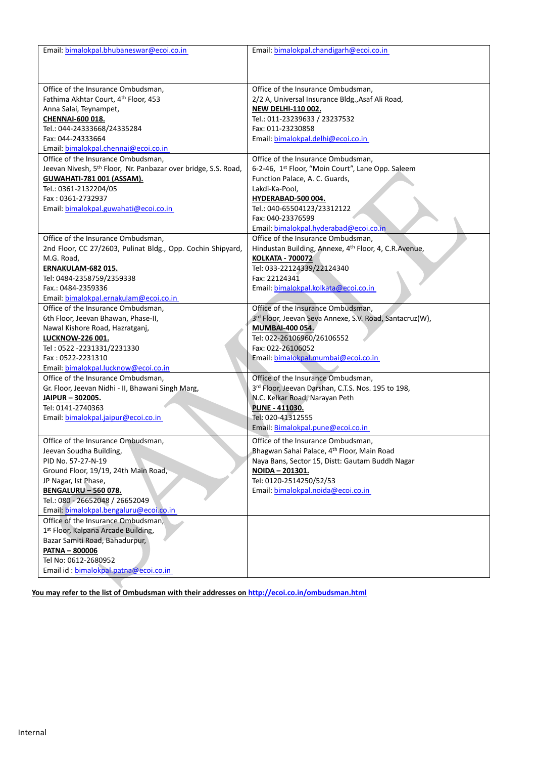| | |
|---|---|
| Email: bimalokpal.bhubaneswar@ecoi.co.in | Email: bimalokpal.chandigarh@ecoi.co.in |
| Office of the Insurance Ombudsman,<br>Fathima Akhtar Court, 4th Floor, 453<br>Anna Salai, Teynampet,<br>**CHENNAI-600 018.**<br>Tel.: 044-24333668/24335284<br>Fax: 044-24333664<br>Email: bimalokpal.chennai@ecoi.co.in | Office of the Insurance Ombudsman,<br>2/2 A, Universal Insurance Bldg.,Asaf Ali Road,<br>**NEW DELHI-110 002.**<br>Tel.: 011-23239633 / 23237532<br>Fax: 011-23230858<br>Email: bimalokpal.delhi@ecoi.co.in |
| Office of the Insurance Ombudsman,<br>Jeevan Nivesh, 5th Floor, Nr. Panbazar over bridge, S.S. Road,<br>**GUWAHATI-781 001 (ASSAM).**<br>Tel.: 0361-2132204/05<br>Fax : 0361-2732937<br>Email: bimalokpal.guwahati@ecoi.co.in | Office of the Insurance Ombudsman,<br>6-2-46, 1st Floor, "Moin Court", Lane Opp. Saleem Function Palace, A. C. Guards,<br>Lakdi-Ka-Pool,<br>**HYDERABAD-500 004.**<br>Tel.: 040-65504123/23312122<br>Fax: 040-23376599<br>Email: bimalokpal.hyderabad@ecoi.co.in |
| Office of the Insurance Ombudsman,<br>2nd Floor, CC 27/2603, Pulinat Bldg., Opp. Cochin Shipyard, M.G. Road,<br>**ERNAKULAM-682 015.**<br>Tel: 0484-2358759/2359338<br>Fax.: 0484-2359336<br>Email: bimalokpal.ernakulam@ecoi.co.in | Office of the Insurance Ombudsman,<br>Hindustan Building, Annexe, 4th Floor, 4, C.R.Avenue,<br>**KOLKATA - 700072**<br>Tel: 033-22124339/22124340<br>Fax: 22124341<br>Email: bimalokpal.kolkata@ecoi.co.in |
| Office of the Insurance Ombudsman,<br>6th Floor, Jeevan Bhawan, Phase-II,<br>Nawal Kishore Road, Hazratganj,<br>**LUCKNOW-226 001.**<br>Tel : 0522 -2231331/2231330<br>Fax : 0522-2231310<br>Email: bimalokpal.lucknow@ecoi.co.in | Office of the Insurance Ombudsman,<br>3rd Floor, Jeevan Seva Annexe, S.V. Road, Santacruz(W),<br>**MUMBAI-400 054.**<br>Tel: 022-26106960/26106552<br>Fax: 022-26106052<br>Email: bimalokpal.mumbai@ecoi.co.in |
| Office of the Insurance Ombudsman,<br>Gr. Floor, Jeevan Nidhi - II, Bhawani Singh Marg,<br>**JAIPUR – 302005.**<br>Tel: 0141-2740363<br>Email: bimalokpal.jaipur@ecoi.co.in | Office of the Insurance Ombudsman,<br>3rd Floor, Jeevan Darshan, C.T.S. Nos. 195 to 198,<br>N.C. Kelkar Road, Narayan Peth<br>**PUNE - 411030.**<br>Tel: 020-41312555<br>Email: Bimalokpal.pune@ecoi.co.in |
| Office of the Insurance Ombudsman,<br>Jeevan Soudha Building,<br>PID No. 57-27-N-19<br>Ground Floor, 19/19, 24th Main Road,<br>JP Nagar, Ist Phase,<br>**BENGALURU – 560 078.**<br>Tel.: 080 - 26652048 / 26652049<br>Email: bimalokpal.bengaluru@ecoi.co.in | Office of the Insurance Ombudsman,<br>Bhagwan Sahai Palace, 4th Floor, Main Road<br>Naya Bans, Sector 15, Distt: Gautam Buddh Nagar<br>**NOIDA – 201301.**<br>Tel: 0120-2514250/52/53<br>Email: bimalokpal.noida@ecoi.co.in |
| Office of the Insurance Ombudsman,<br>1st Floor, Kalpana Arcade Building,<br>Bazar Samiti Road, Bahadurpur,<br>**PATNA – 800006**<br>Tel No: 0612-2680952<br>Email id : bimalokpal.patna@ecoi.co.in | |

**You may refer to the list of Ombudsman with their addresses on http://ecoi.co.in/ombudsman.html**

Internal